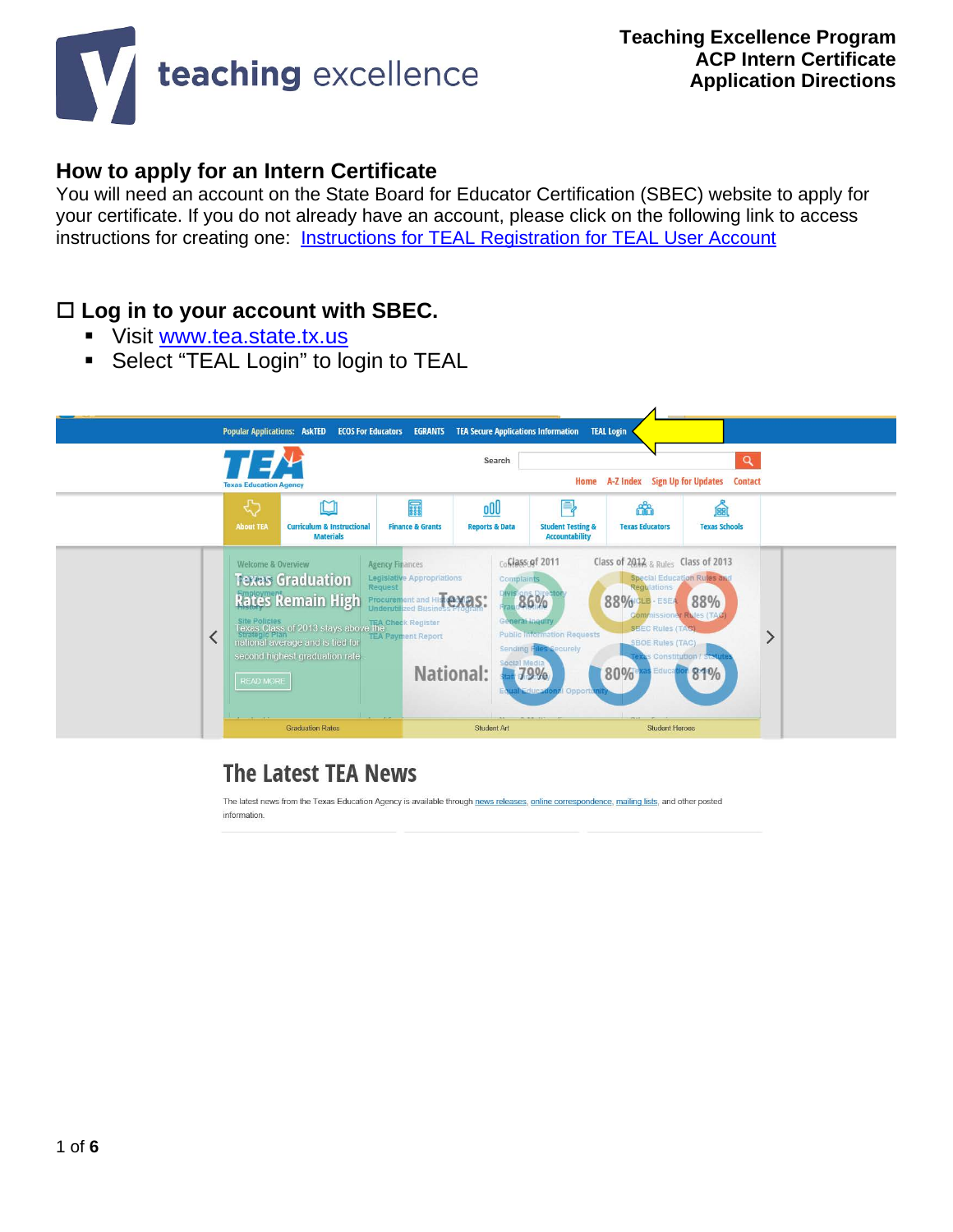**Teaching Excellence Program**
**ACP Intern Certificate**
**Application Directions**

## How to apply for an Intern Certificate

You will need an account on the State Board for Educator Certification (SBEC) website to apply for your certificate. If you do not already have an account, please click on the following link to access instructions for creating one: [Instructions for TEAL Registration for TEAL User Account](Instructions for TEAL Registration for TEAL User Account)

### ☐ Log in to your account with SBEC.

- Visit [www.tea.state.tx.us](www.tea.state.tx.us)
- Select “TEAL Login” to login to TEAL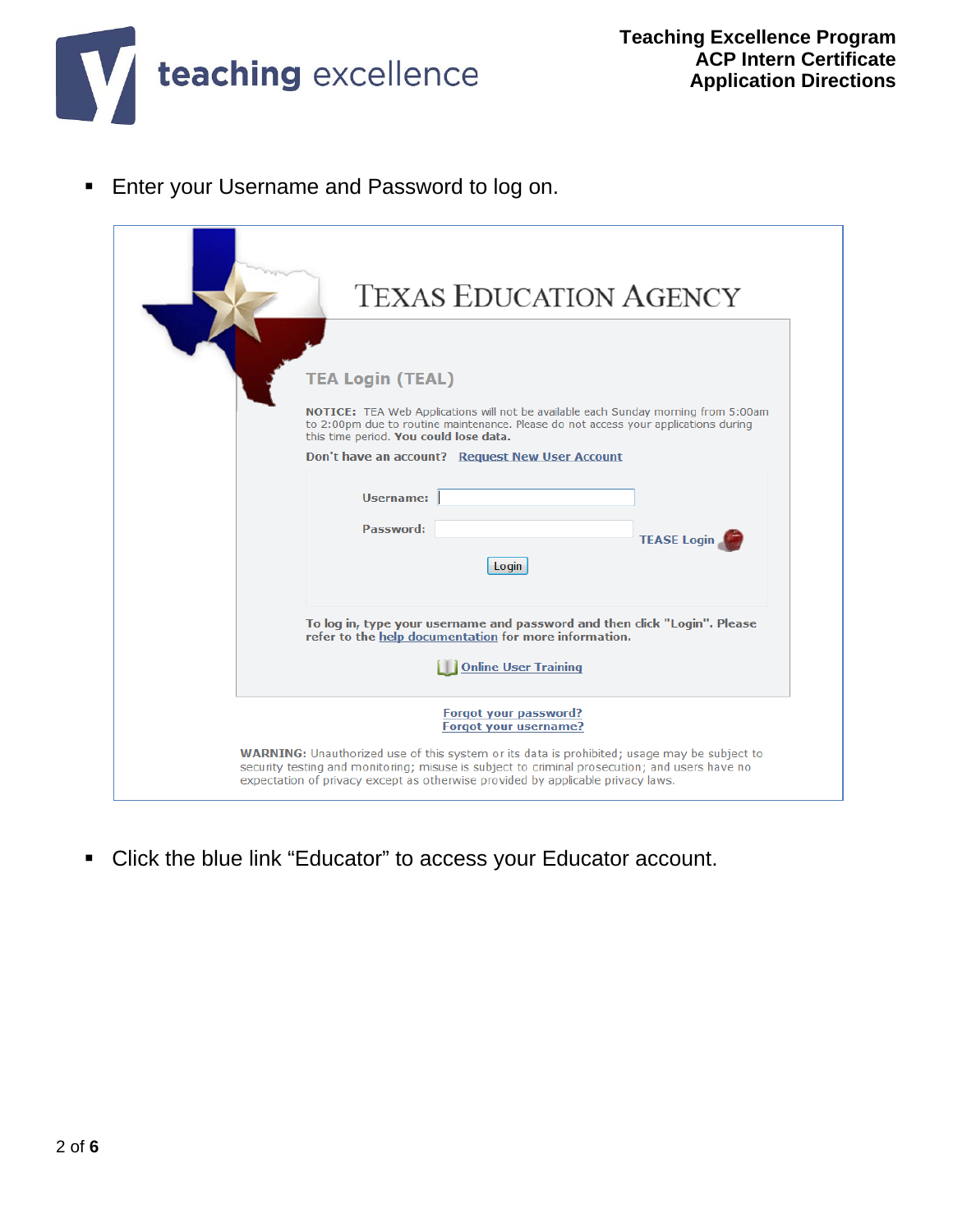- Enter your Username and Password to log on.

TEXAS EDUCATION AGENCY

TEA Login (TEAL)

**NOTICE:** TEA Web Applications will not be available each Sunday morning from 5:00am to 2:00pm due to routine maintenance. Please do not access your applications during this time period. **You could lose data.**

Don't have an account? Request New User Account

Username:

Password:

TEASE Login

Login

To log in, type your username and password and then click "Login". Please refer to the help documentation for more information.

Online User Training

Forgot your password?
Forgot your username?

**WARNING:** Unauthorized use of this system or its data is prohibited; usage may be subject to security testing and monitoring; misuse is subject to criminal prosecution; and users have no expectation of privacy except as otherwise provided by applicable privacy laws.

- Click the blue link "Educator" to access your Educator account.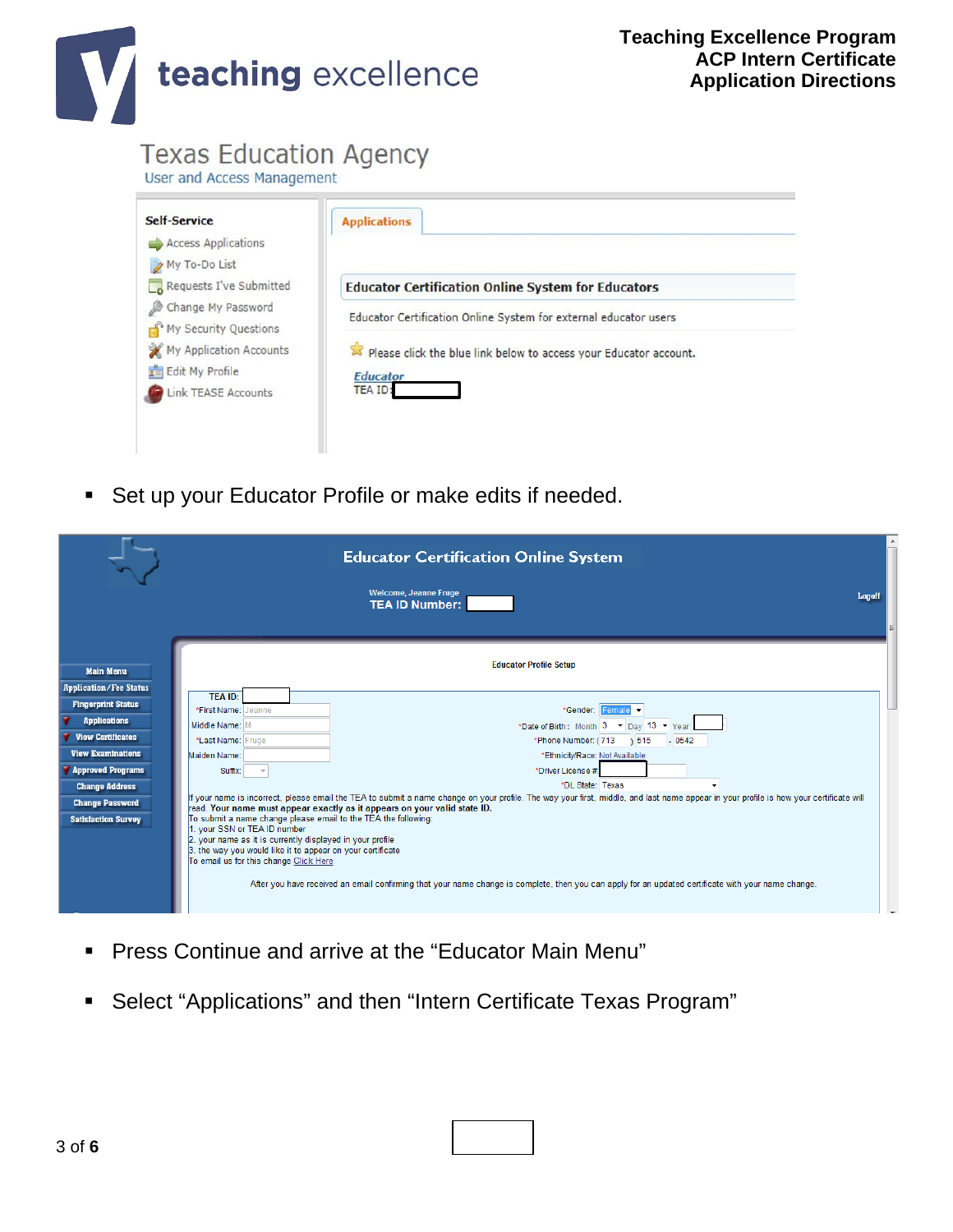Teaching Excellence Program
ACP Intern Certificate
Application Directions

Texas Education Agency
User and Access Management

Self-Service
- Access Applications
- My To-Do List
- Requests I've Submitted
- Change My Password
- My Security Questions
- My Application Accounts
- Edit My Profile
- Link TEASE Accounts

Applications

**Educator Certification Online System for Educators**

Educator Certification Online System for external educator users

Please click the blue link below to access your Educator account.

Educator
TEA ID:

- Set up your Educator Profile or make edits if needed.

**Educator Certification Online System**

Welcome, Jeanne Fruge
TEA ID Number:

Logoff

Main Menu
Application/Fee Status
Fingerprint Status
Applications
View Certificates
View Examinations
Approved Programs
Change Address
Change Password
Satisfaction Survey

Educator Profile Setup

TEA ID:
\*First Name: Jeanne
Middle Name: M
\*Last Name: Fruge
Maiden Name:
Suffix:

\*Gender: Female
\*Date of Birth: Month 3 Day 13 Year
\*Phone Number: (713 ) 515 - 0542
\*Ethnicity/Race: Not Available
\*Driver License #
\*DL State: Texas

If your name is incorrect, please email the TEA to submit a name change on your profile. The way your first, middle, and last name appear in your profile is how your certificate will read. **Your name must appear exactly as it appears on your valid state ID.**
To submit a name change please email to the TEA the following:
1. your SSN or TEA ID number
2. your name as it is currently displayed in your profile
3. the way you would like it to appear on your certificate
To email us for this change Click Here

After you have received an email confirming that your name change is complete, then you can apply for an updated certificate with your name change.

- Press Continue and arrive at the "Educator Main Menu"
- Select "Applications" and then "Intern Certificate Texas Program"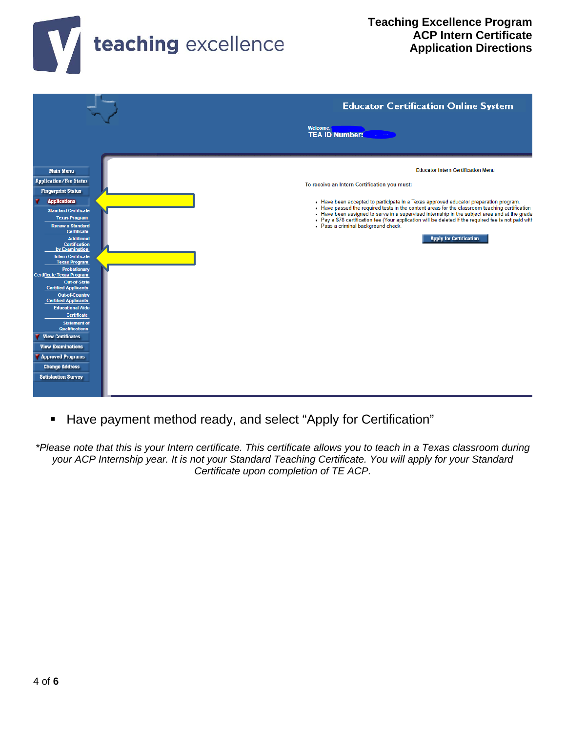**Teaching Excellence Program**
**ACP Intern Certificate**
**Application Directions**

Educator Certification Online System

Welcome,
TEA ID Number:

Main Menu
Application/Fee Status
Fingerprint Status
Applications
Standard Certificate Texas Program
Renew a Standard Certificate
Additional Certification by Examination
Intern Certificate Texas Program
Probationary Certificate Texas Program
Out-of-State Certified Applicants
Out-of-Country Certified Applicants
Educational Aide Certificate
Statement of Qualifications
View Certificates
View Examinations
Approved Programs
Change Address
Satisfaction Survey

Educator Intern Certification Menu

To receive an Intern Certification you must:

- Have been accepted to participate in a Texas approved educator preparation program.
- Have passed the required tests in the content areas for the classroom teaching certification
- Have been assigned to serve in a supervised internship in the subject area and at the grade
- Pay a $78 certification fee (Your application will be deleted if the required fee is not paid wit
- Pass a criminal background check.

Apply for Certification

- Have payment method ready, and select "Apply for Certification"

*\*Please note that this is your Intern certificate. This certificate allows you to teach in a Texas classroom during your ACP Internship year. It is not your Standard Teaching Certificate. You will apply for your Standard Certificate upon completion of TE ACP.*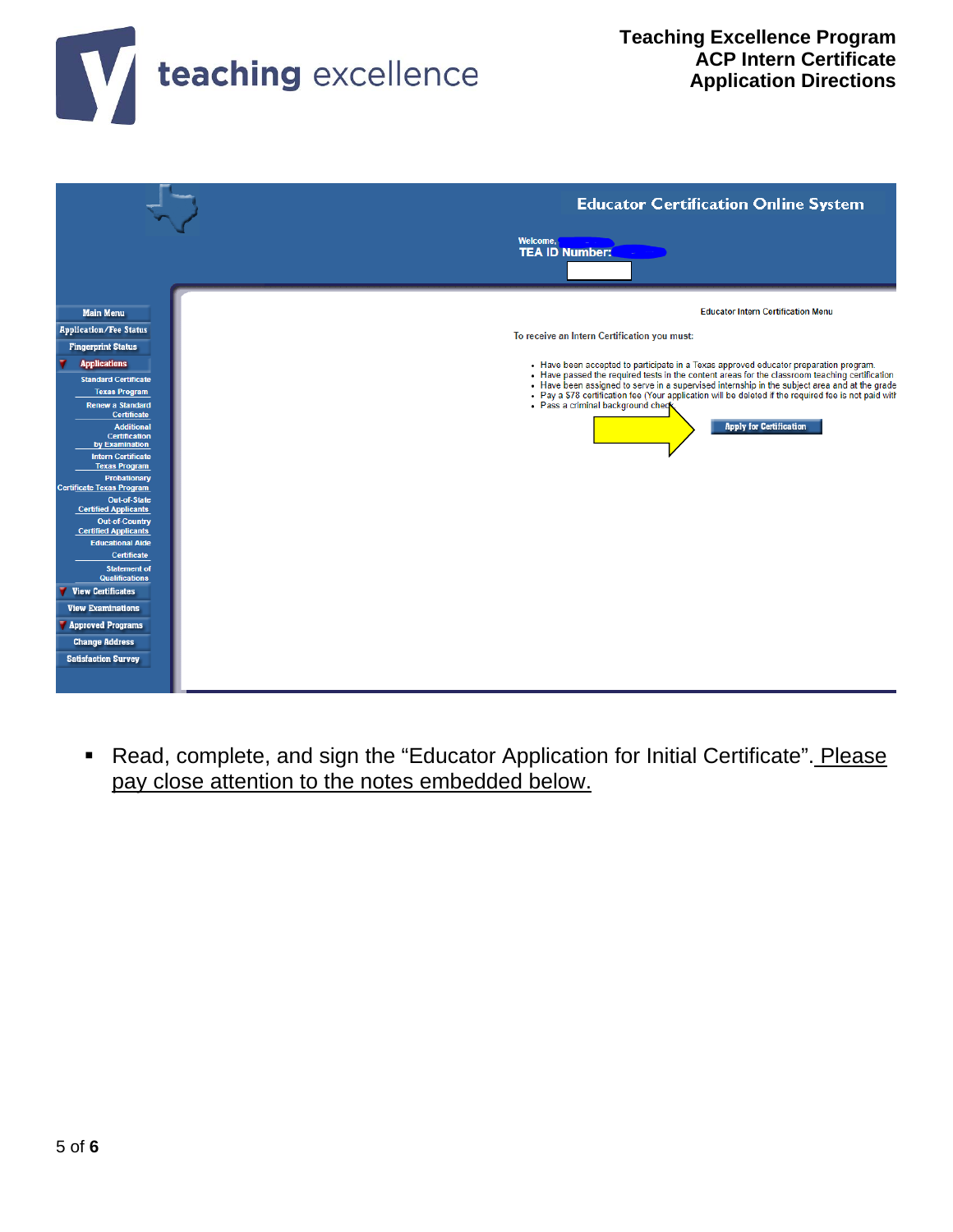Educator Certification Online System

Welcome,
TEA ID Number:

Main Menu
Application/Fee Status
Fingerprint Status
Applications
Standard Certificate Texas Program
Renew a Standard Certificate
Additional Certification by Examination
Intern Certificate Texas Program
Probationary Certificate Texas Program
Out-of-State Certified Applicants
Out-of-Country Certified Applicants
Educational Aide Certificate
Statement of Qualifications
View Certificates
View Examinations
Approved Programs
Change Address
Satisfaction Survey

Educator Intern Certification Menu

To receive an Intern Certification you must:

- Have been accepted to participate in a Texas approved educator preparation program.
- Have passed the required tests in the content areas for the classroom teaching certification
- Have been assigned to serve in a supervised internship in the subject area and at the grade
- Pay a $78 certification fee (Your application will be deleted if the required fee is not paid wit
- Pass a criminal background check

Apply for Certification

- Read, complete, and sign the "Educator Application for Initial Certificate". Please pay close attention to the notes embedded below.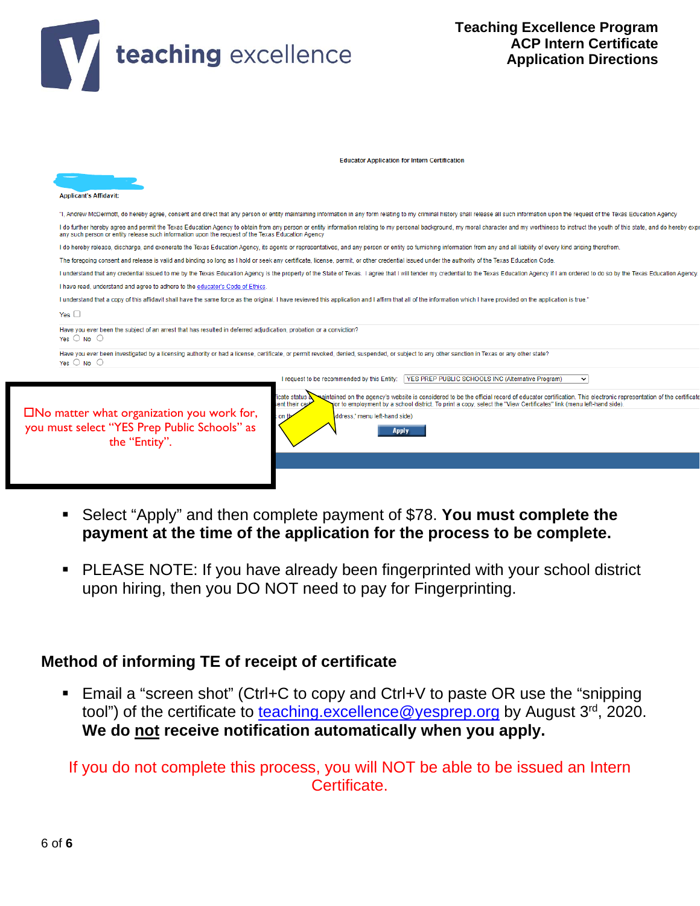Educator Application for Intern Certification

Applicant's Affidavit:

"I, Andrew McDermott, do hereby agree, consent and direct that any person or entity maintaining information in any form relating to my criminal history shall release all such information upon the request of the Texas Education Agency

I do further hereby agree and permit the Texas Education Agency to obtain from any person or entity information relating to my personal background, my moral character and my worthiness to instruct the youth of this state, and do hereby expr any such person or entity release such information upon the request of the Texas Education Agency

I do hereby release, discharge, and exonerate the Texas Education Agency, its agents or representatives, and any person or entity so furnishing information from any and all liability of every kind arising therefrom.

The foregoing consent and release is valid and binding so long as I hold or seek any certificate, license, permit, or other credential issued under the authority of the Texas Education Code.

I understand that any credential issued to me by the Texas Education Agency is the property of the State of Texas. I agree that I will tender my credential to the Texas Education Agency if I am ordered to do so by the Texas Education Agency.

I have read, understand and agree to adhere to the educator's Code of Ethics.

I understand that a copy of this affidavit shall have the same force as the original. I have reviewed this application and I affirm that all of the information which I have provided on the application is true."

Yes ☐

Have you ever been the subject of an arrest that has resulted in deferred adjudication, probation or a conviction?
Yes ○ No ○

Have you ever been investigated by a licensing authority or had a license, certificate, or permit revoked, denied, suspended, or subject to any other sanction in Texas or any other state?
Yes ○ No ○

I request to be recommended by this Entity: YES PREP PUBLIC SCHOOLS INC (Alternative Program)

...ficate status ... maintained on the agency's website is considered to be the official record of educator certification. This electronic representation of the certificate ...ent their cer... ...or to employment by a school district. To print a copy, select the "View Certificates" link (menu left-hand side).

...on th... ...ddress," menu left-hand side)

Apply

☐No matter what organization you work for, you must select "YES Prep Public Schools" as the "Entity".

- Select "Apply" and then complete payment of $78. **You must complete the payment at the time of the application for the process to be complete.**
- PLEASE NOTE: If you have already been fingerprinted with your school district upon hiring, then you DO NOT need to pay for Fingerprinting.

## Method of informing TE of receipt of certificate

- Email a "screen shot" (Ctrl+C to copy and Ctrl+V to paste OR use the "snipping tool") of the certificate to teaching.excellence@yesprep.org by August 3rd, 2020. **We do not receive notification automatically when you apply.**

If you do not complete this process, you will NOT be able to be issued an Intern Certificate.